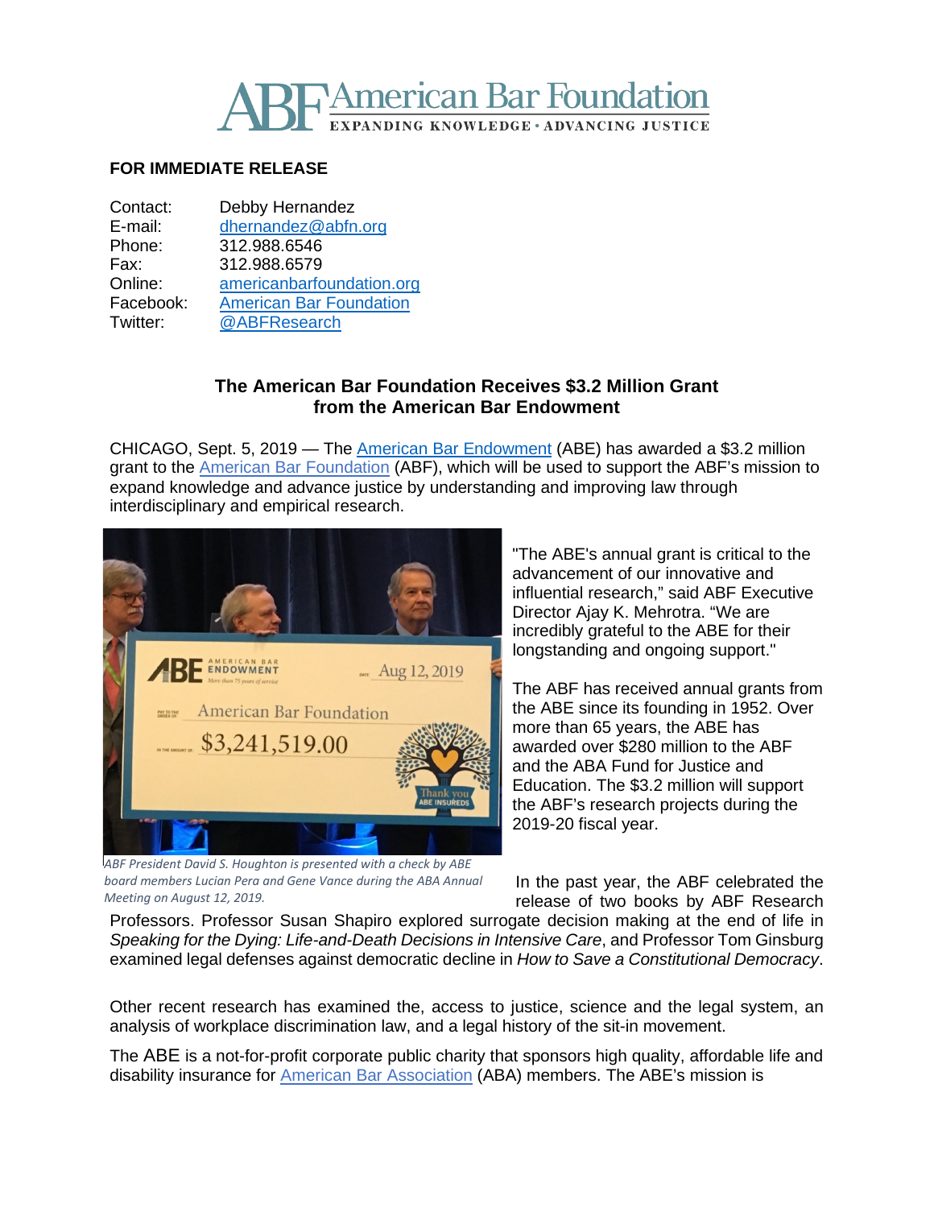**FOR IMMEDIATE RELEASE**

Contact: Debby Hernandez
E-mail: dhernandez@abfn.org
Phone: 312.988.6546
Fax: 312.988.6579
Online: americanbarfoundation.org
Facebook: American Bar Foundation
Twitter: @ABFResearch

**The American Bar Foundation Receives $3.2 Million Grant from the American Bar Endowment**

CHICAGO, Sept. 5, 2019 — The American Bar Endowment (ABE) has awarded a $3.2 million grant to the American Bar Foundation (ABF), which will be used to support the ABF's mission to expand knowledge and advance justice by understanding and improving law through interdisciplinary and empirical research.

*ABF President David S. Houghton is presented with a check by ABE board members Lucian Pera and Gene Vance during the ABA Annual Meeting on August 12, 2019.*

"The ABE's annual grant is critical to the advancement of our innovative and influential research," said ABF Executive Director Ajay K. Mehrotra. "We are incredibly grateful to the ABE for their longstanding and ongoing support."

The ABF has received annual grants from the ABE since its founding in 1952. Over more than 65 years, the ABE has awarded over $280 million to the ABF and the ABA Fund for Justice and Education. The $3.2 million will support the ABF's research projects during the 2019-20 fiscal year.

In the past year, the ABF celebrated the release of two books by ABF Research Professors. Professor Susan Shapiro explored surrogate decision making at the end of life in *Speaking for the Dying: Life-and-Death Decisions in Intensive Care*, and Professor Tom Ginsburg examined legal defenses against democratic decline in *How to Save a Constitutional Democracy*.

Other recent research has examined the, access to justice, science and the legal system, an analysis of workplace discrimination law, and a legal history of the sit-in movement.

The ABE is a not-for-profit corporate public charity that sponsors high quality, affordable life and disability insurance for American Bar Association (ABA) members. The ABE's mission is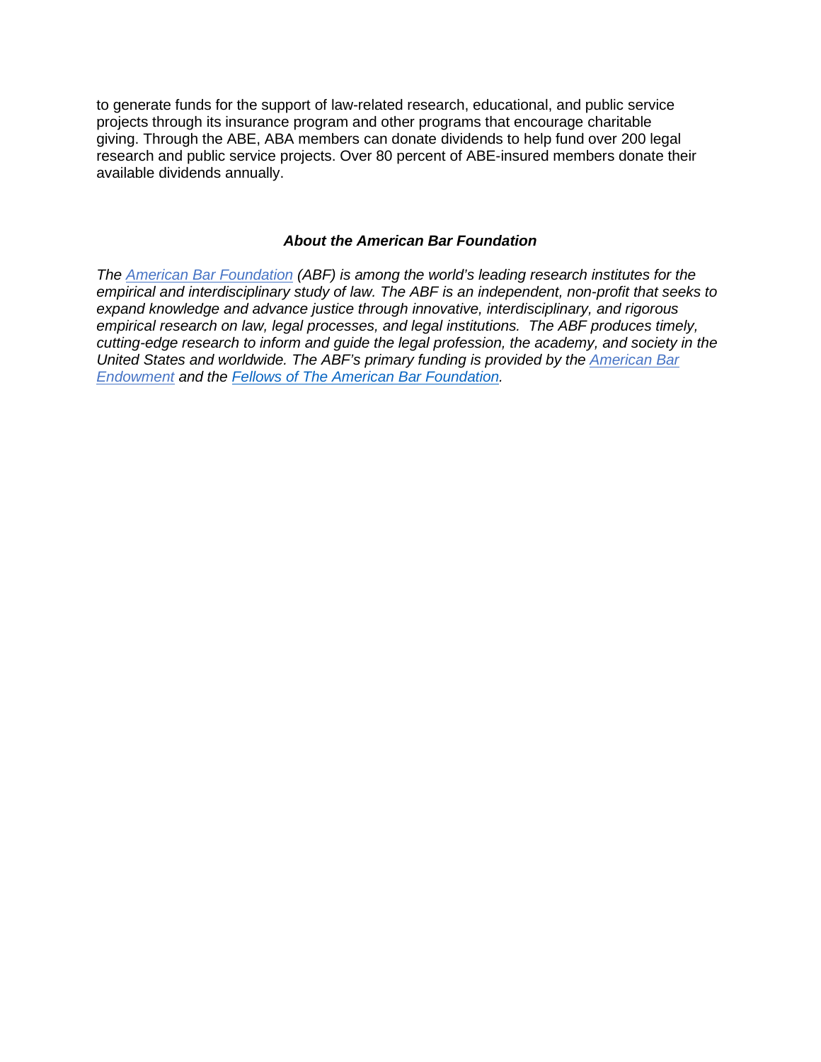to generate funds for the support of law-related research, educational, and public service projects through its insurance program and other programs that encourage charitable giving. Through the ABE, ABA members can donate dividends to help fund over 200 legal research and public service projects. Over 80 percent of ABE-insured members donate their available dividends annually.

***About the American Bar Foundation***

*The American Bar Foundation (ABF) is among the world's leading research institutes for the empirical and interdisciplinary study of law. The ABF is an independent, non-profit that seeks to expand knowledge and advance justice through innovative, interdisciplinary, and rigorous empirical research on law, legal processes, and legal institutions. The ABF produces timely, cutting-edge research to inform and guide the legal profession, the academy, and society in the United States and worldwide. The ABF's primary funding is provided by the American Bar Endowment and the Fellows of The American Bar Foundation.*